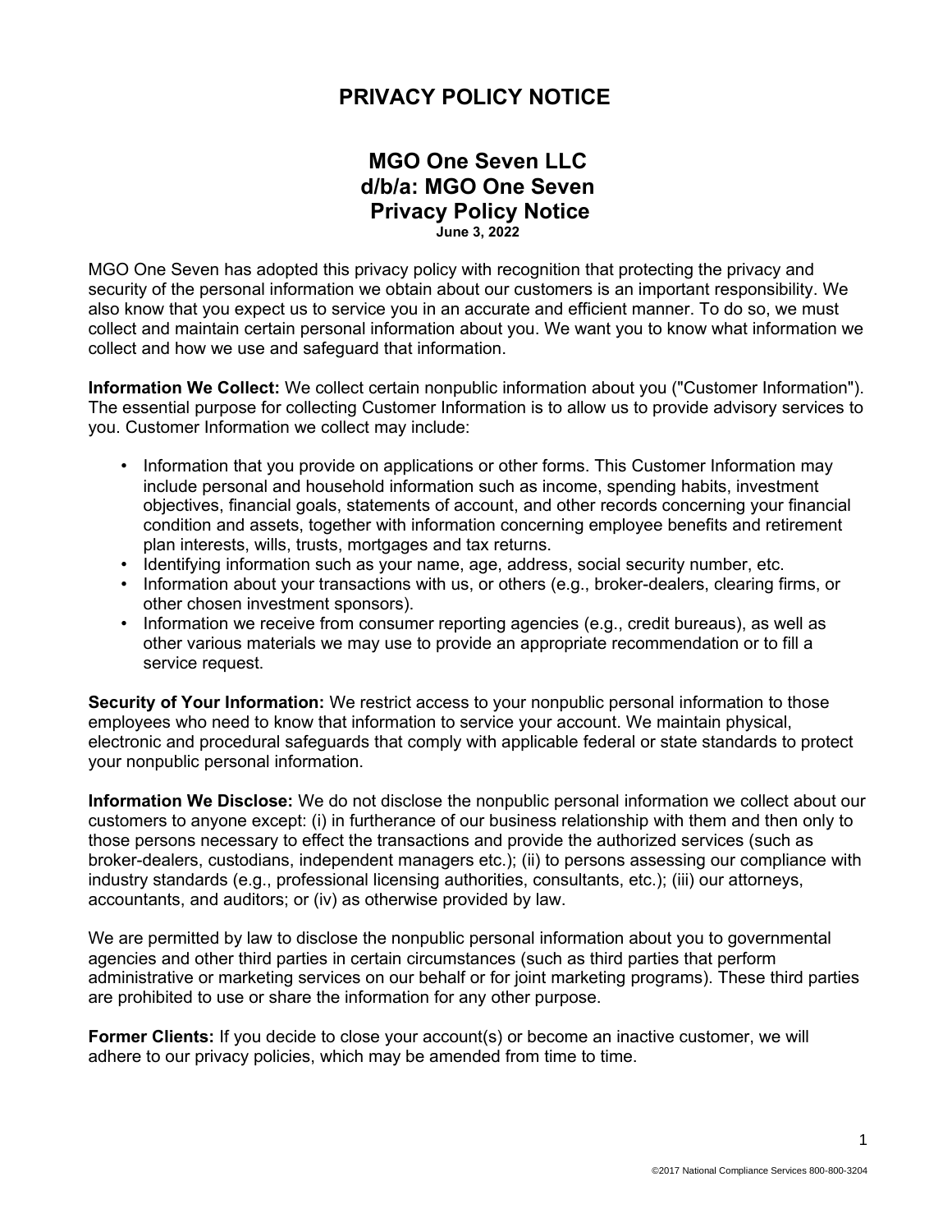# PRIVACY POLICY NOTICE

## MGO One Seven LLC
## d/b/a: MGO One Seven
## Privacy Policy Notice

**June 3, 2022**

MGO One Seven has adopted this privacy policy with recognition that protecting the privacy and security of the personal information we obtain about our customers is an important responsibility. We also know that you expect us to service you in an accurate and efficient manner. To do so, we must collect and maintain certain personal information about you. We want you to know what information we collect and how we use and safeguard that information.

**Information We Collect:** We collect certain nonpublic information about you ("Customer Information"). The essential purpose for collecting Customer Information is to allow us to provide advisory services to you. Customer Information we collect may include:

- Information that you provide on applications or other forms. This Customer Information may include personal and household information such as income, spending habits, investment objectives, financial goals, statements of account, and other records concerning your financial condition and assets, together with information concerning employee benefits and retirement plan interests, wills, trusts, mortgages and tax returns.
- Identifying information such as your name, age, address, social security number, etc.
- Information about your transactions with us, or others (e.g., broker-dealers, clearing firms, or other chosen investment sponsors).
- Information we receive from consumer reporting agencies (e.g., credit bureaus), as well as other various materials we may use to provide an appropriate recommendation or to fill a service request.

**Security of Your Information:** We restrict access to your nonpublic personal information to those employees who need to know that information to service your account. We maintain physical, electronic and procedural safeguards that comply with applicable federal or state standards to protect your nonpublic personal information.

**Information We Disclose:** We do not disclose the nonpublic personal information we collect about our customers to anyone except: (i) in furtherance of our business relationship with them and then only to those persons necessary to effect the transactions and provide the authorized services (such as broker-dealers, custodians, independent managers etc.); (ii) to persons assessing our compliance with industry standards (e.g., professional licensing authorities, consultants, etc.); (iii) our attorneys, accountants, and auditors; or (iv) as otherwise provided by law.

We are permitted by law to disclose the nonpublic personal information about you to governmental agencies and other third parties in certain circumstances (such as third parties that perform administrative or marketing services on our behalf or for joint marketing programs). These third parties are prohibited to use or share the information for any other purpose.

**Former Clients:** If you decide to close your account(s) or become an inactive customer, we will adhere to our privacy policies, which may be amended from time to time.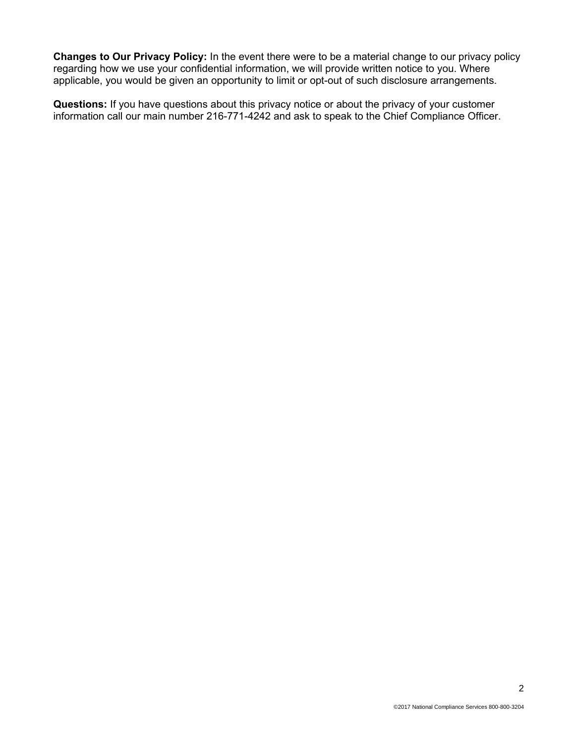**Changes to Our Privacy Policy:** In the event there were to be a material change to our privacy policy regarding how we use your confidential information, we will provide written notice to you. Where applicable, you would be given an opportunity to limit or opt-out of such disclosure arrangements.

**Questions:** If you have questions about this privacy notice or about the privacy of your customer information call our main number 216-771-4242 and ask to speak to the Chief Compliance Officer.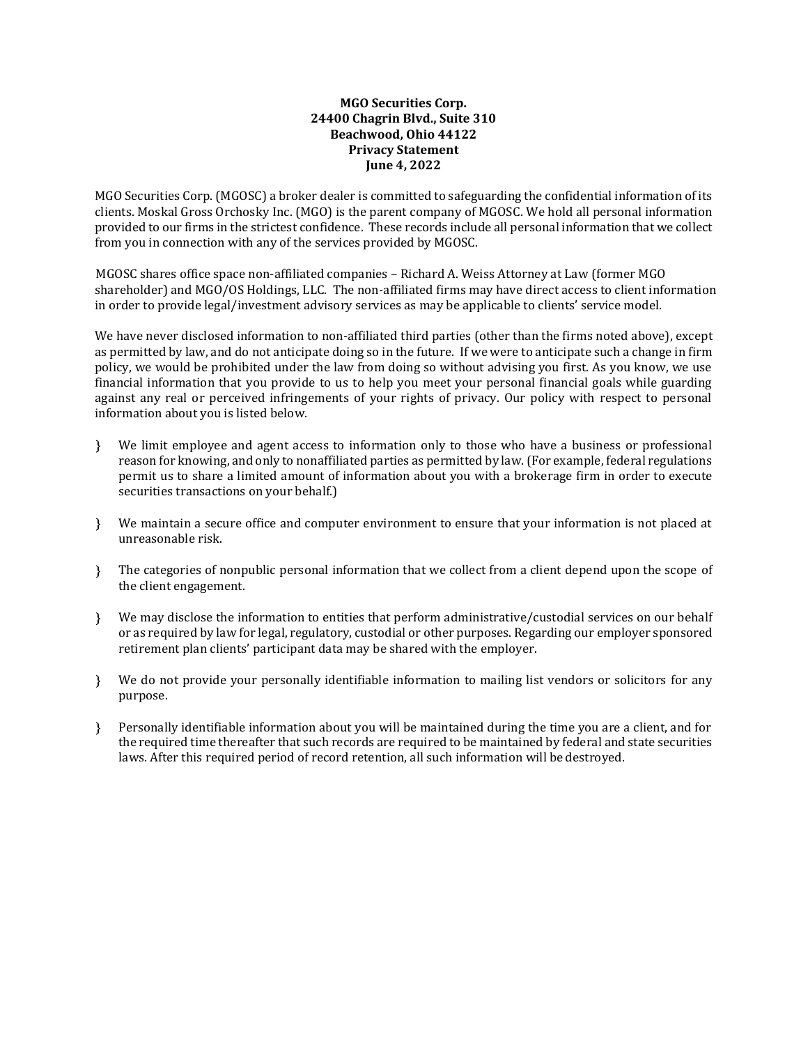**MGO Securities Corp.**
**24400 Chagrin Blvd., Suite 310**
**Beachwood, Ohio 44122**
**Privacy Statement**
**June 4, 2022**

MGO Securities Corp. (MGOSC) a broker dealer is committed to safeguarding the confidential information of its clients. Moskal Gross Orchosky Inc. (MGO) is the parent company of MGOSC. We hold all personal information provided to our firms in the strictest confidence. These records include all personal information that we collect from you in connection with any of the services provided by MGOSC.

MGOSC shares office space non-affiliated companies – Richard A. Weiss Attorney at Law (former MGO shareholder) and MGO/OS Holdings, LLC. The non-affiliated firms may have direct access to client information in order to provide legal/investment advisory services as may be applicable to clients' service model.

We have never disclosed information to non-affiliated third parties (other than the firms noted above), except as permitted by law, and do not anticipate doing so in the future. If we were to anticipate such a change in firm policy, we would be prohibited under the law from doing so without advising you first. As you know, we use financial information that you provide to us to help you meet your personal financial goals while guarding against any real or perceived infringements of your rights of privacy. Our policy with respect to personal information about you is listed below.

- We limit employee and agent access to information only to those who have a business or professional reason for knowing, and only to nonaffiliated parties as permitted by law. (For example, federal regulations permit us to share a limited amount of information about you with a brokerage firm in order to execute securities transactions on your behalf.)

- We maintain a secure office and computer environment to ensure that your information is not placed at unreasonable risk.

- The categories of nonpublic personal information that we collect from a client depend upon the scope of the client engagement.

- We may disclose the information to entities that perform administrative/custodial services on our behalf or as required by law for legal, regulatory, custodial or other purposes. Regarding our employer sponsored retirement plan clients' participant data may be shared with the employer.

- We do not provide your personally identifiable information to mailing list vendors or solicitors for any purpose.

- Personally identifiable information about you will be maintained during the time you are a client, and for the required time thereafter that such records are required to be maintained by federal and state securities laws. After this required period of record retention, all such information will be destroyed.